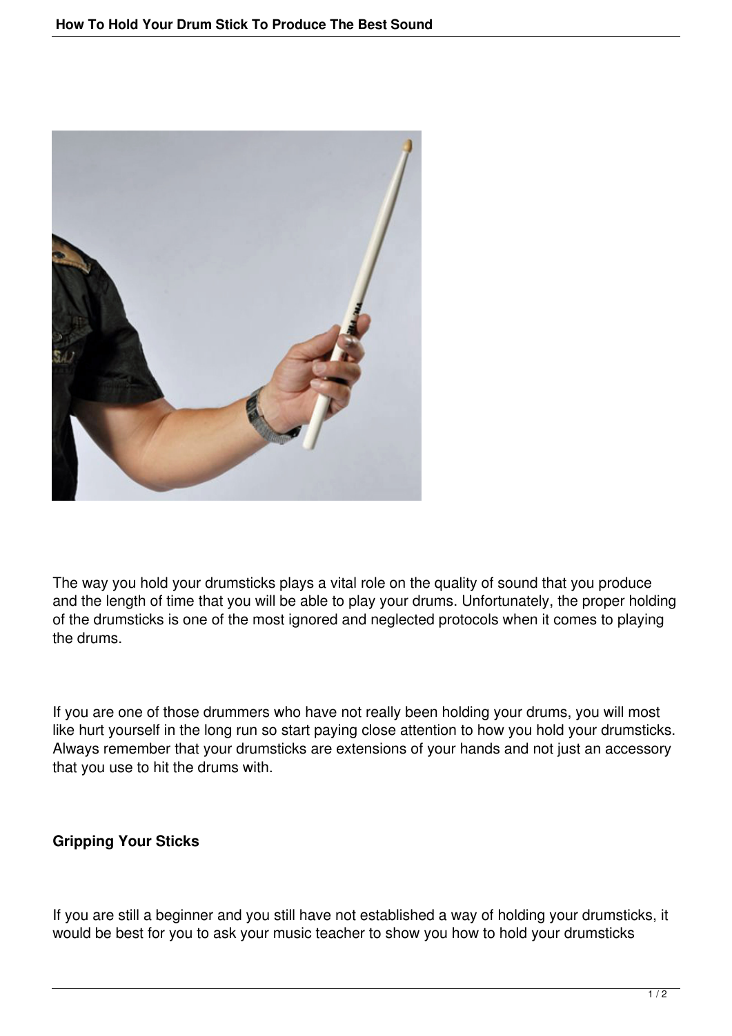The way you hold your drumsticks plays a vital role on the quality of sound that you produce and the length of time that you will be able to play your drums. Unfortunately, the proper holding of the drumsticks is one of the most ignored and neglected protocols when it comes to playing the drums.

If you are one of those drummers who have not really been holding your drums, you will most like hurt yourself in the long run so start paying close attention to how you hold your drumsticks. Always remember that your drumsticks are extensions of your hands and not just an accessory that you use to hit the drums with.

## Gripping Your Sticks

If you are still a beginner and you still have not established a way of holding your drumsticks, it would be best for you to ask your music teacher to show you how to hold your drumsticks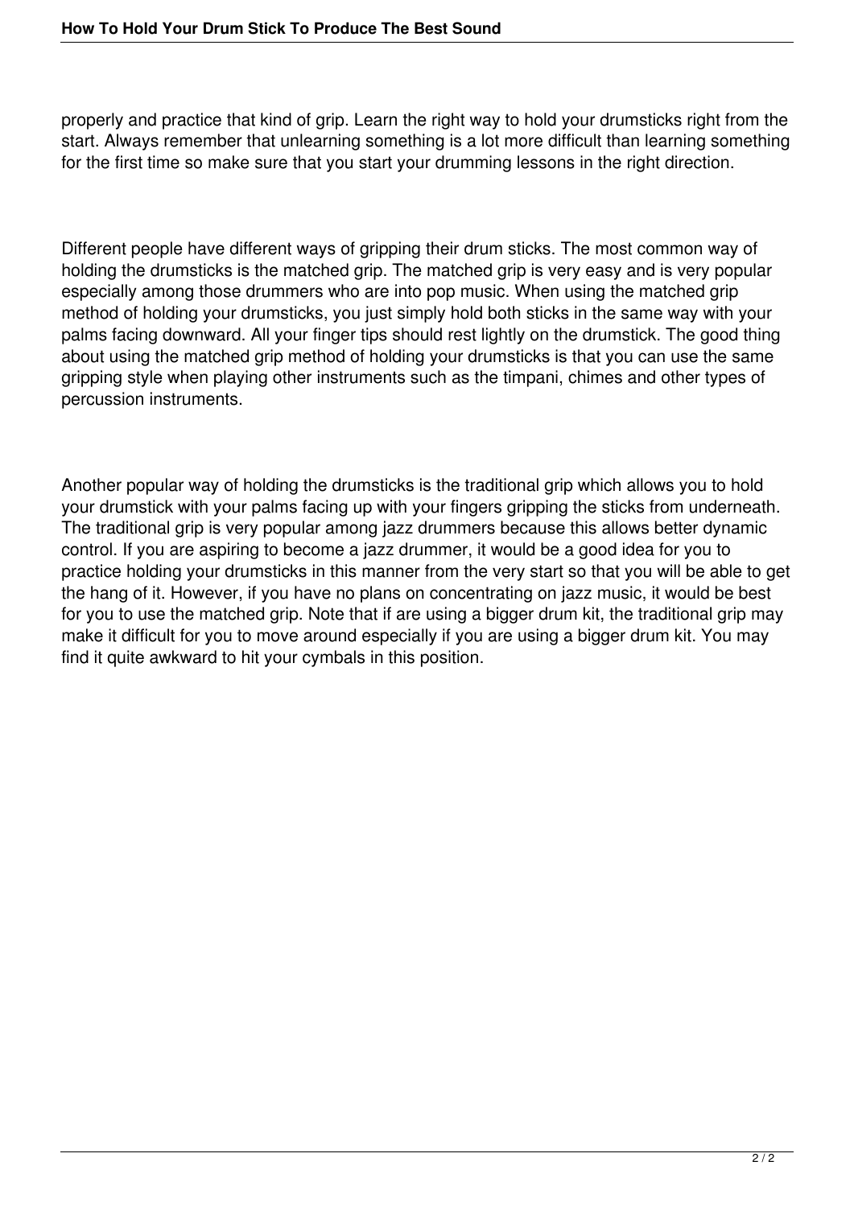properly and practice that kind of grip. Learn the right way to hold your drumsticks right from the start. Always remember that unlearning something is a lot more difficult than learning something for the first time so make sure that you start your drumming lessons in the right direction.

Different people have different ways of gripping their drum sticks. The most common way of holding the drumsticks is the matched grip. The matched grip is very easy and is very popular especially among those drummers who are into pop music. When using the matched grip method of holding your drumsticks, you just simply hold both sticks in the same way with your palms facing downward. All your finger tips should rest lightly on the drumstick. The good thing about using the matched grip method of holding your drumsticks is that you can use the same gripping style when playing other instruments such as the timpani, chimes and other types of percussion instruments.

Another popular way of holding the drumsticks is the traditional grip which allows you to hold your drumstick with your palms facing up with your fingers gripping the sticks from underneath. The traditional grip is very popular among jazz drummers because this allows better dynamic control. If you are aspiring to become a jazz drummer, it would be a good idea for you to practice holding your drumsticks in this manner from the very start so that you will be able to get the hang of it. However, if you have no plans on concentrating on jazz music, it would be best for you to use the matched grip. Note that if are using a bigger drum kit, the traditional grip may make it difficult for you to move around especially if you are using a bigger drum kit. You may find it quite awkward to hit your cymbals in this position.